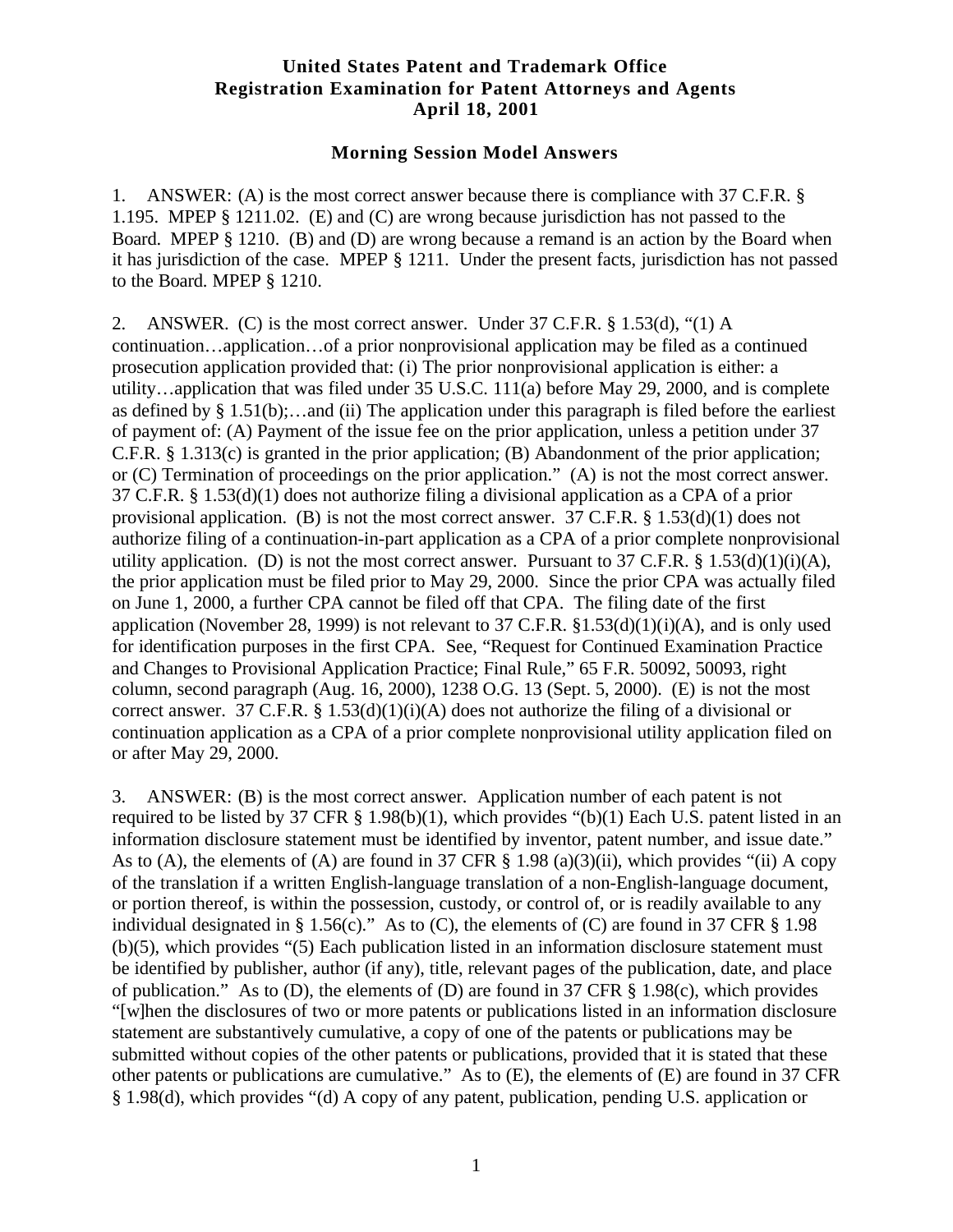**United States Patent and Trademark Office**
**Registration Examination for Patent Attorneys and Agents**
**April 18, 2001**

**Morning Session Model Answers**

1. ANSWER: (A) is the most correct answer because there is compliance with 37 C.F.R. § 1.195. MPEP § 1211.02. (E) and (C) are wrong because jurisdiction has not passed to the Board. MPEP § 1210. (B) and (D) are wrong because a remand is an action by the Board when it has jurisdiction of the case. MPEP § 1211. Under the present facts, jurisdiction has not passed to the Board. MPEP § 1210.

2. ANSWER. (C) is the most correct answer. Under 37 C.F.R. § 1.53(d), "(1) A continuation…application…of a prior nonprovisional application may be filed as a continued prosecution application provided that: (i) The prior nonprovisional application is either: a utility…application that was filed under 35 U.S.C. 111(a) before May 29, 2000, and is complete as defined by § 1.51(b);…and (ii) The application under this paragraph is filed before the earliest of payment of: (A) Payment of the issue fee on the prior application, unless a petition under 37 C.F.R. § 1.313(c) is granted in the prior application; (B) Abandonment of the prior application; or (C) Termination of proceedings on the prior application." (A) is not the most correct answer. 37 C.F.R. § 1.53(d)(1) does not authorize filing a divisional application as a CPA of a prior provisional application. (B) is not the most correct answer. 37 C.F.R. § 1.53(d)(1) does not authorize filing of a continuation-in-part application as a CPA of a prior complete nonprovisional utility application. (D) is not the most correct answer. Pursuant to 37 C.F.R. § 1.53(d)(1)(i)(A), the prior application must be filed prior to May 29, 2000. Since the prior CPA was actually filed on June 1, 2000, a further CPA cannot be filed off that CPA. The filing date of the first application (November 28, 1999) is not relevant to 37 C.F.R. §1.53(d)(1)(i)(A), and is only used for identification purposes in the first CPA. See, "Request for Continued Examination Practice and Changes to Provisional Application Practice; Final Rule," 65 F.R. 50092, 50093, right column, second paragraph (Aug. 16, 2000), 1238 O.G. 13 (Sept. 5, 2000). (E) is not the most correct answer. 37 C.F.R. § 1.53(d)(1)(i)(A) does not authorize the filing of a divisional or continuation application as a CPA of a prior complete nonprovisional utility application filed on or after May 29, 2000.

3. ANSWER: (B) is the most correct answer. Application number of each patent is not required to be listed by 37 CFR § 1.98(b)(1), which provides "(b)(1) Each U.S. patent listed in an information disclosure statement must be identified by inventor, patent number, and issue date." As to (A), the elements of (A) are found in 37 CFR § 1.98 (a)(3)(ii), which provides "(ii) A copy of the translation if a written English-language translation of a non-English-language document, or portion thereof, is within the possession, custody, or control of, or is readily available to any individual designated in § 1.56(c)." As to (C), the elements of (C) are found in 37 CFR § 1.98 (b)(5), which provides "(5) Each publication listed in an information disclosure statement must be identified by publisher, author (if any), title, relevant pages of the publication, date, and place of publication." As to (D), the elements of (D) are found in 37 CFR § 1.98(c), which provides "[w]hen the disclosures of two or more patents or publications listed in an information disclosure statement are substantively cumulative, a copy of one of the patents or publications may be submitted without copies of the other patents or publications, provided that it is stated that these other patents or publications are cumulative." As to (E), the elements of (E) are found in 37 CFR § 1.98(d), which provides "(d) A copy of any patent, publication, pending U.S. application or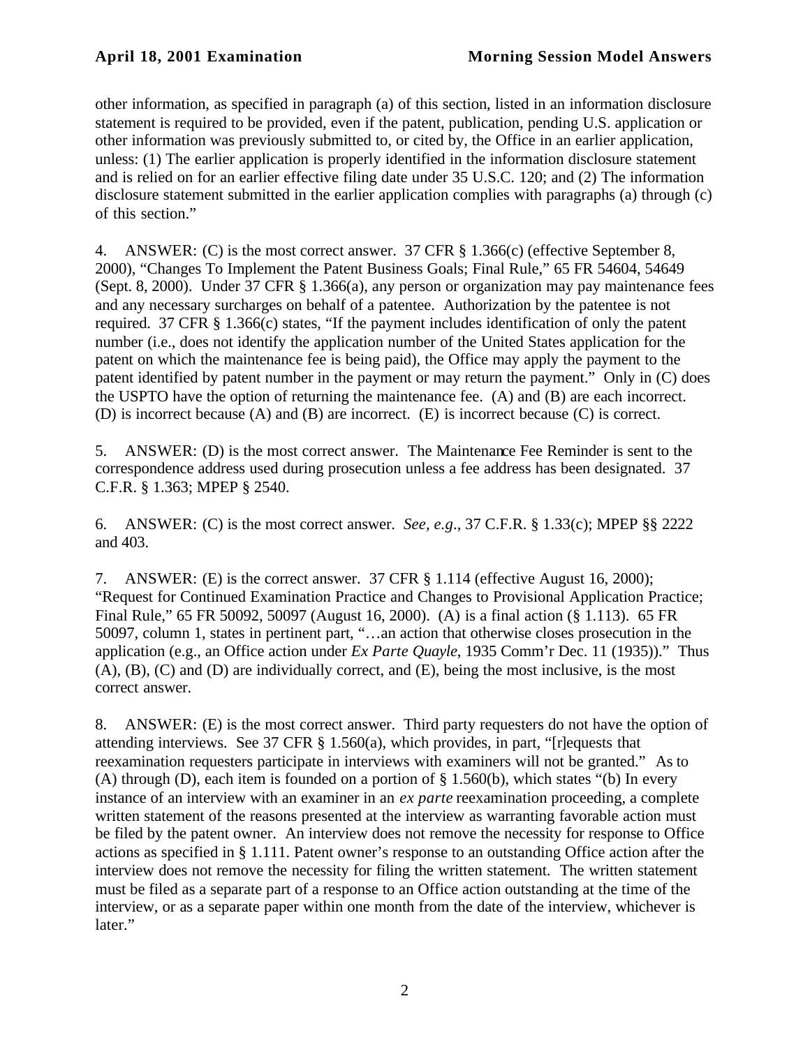other information, as specified in paragraph (a) of this section, listed in an information disclosure statement is required to be provided, even if the patent, publication, pending U.S. application or other information was previously submitted to, or cited by, the Office in an earlier application, unless: (1) The earlier application is properly identified in the information disclosure statement and is relied on for an earlier effective filing date under 35 U.S.C. 120; and (2) The information disclosure statement submitted in the earlier application complies with paragraphs (a) through (c) of this section."

4. ANSWER: (C) is the most correct answer. 37 CFR § 1.366(c) (effective September 8, 2000), "Changes To Implement the Patent Business Goals; Final Rule," 65 FR 54604, 54649 (Sept. 8, 2000). Under 37 CFR § 1.366(a), any person or organization may pay maintenance fees and any necessary surcharges on behalf of a patentee. Authorization by the patentee is not required. 37 CFR § 1.366(c) states, "If the payment includes identification of only the patent number (i.e., does not identify the application number of the United States application for the patent on which the maintenance fee is being paid), the Office may apply the payment to the patent identified by patent number in the payment or may return the payment." Only in (C) does the USPTO have the option of returning the maintenance fee. (A) and (B) are each incorrect. (D) is incorrect because (A) and (B) are incorrect. (E) is incorrect because (C) is correct.

5. ANSWER: (D) is the most correct answer. The Maintenance Fee Reminder is sent to the correspondence address used during prosecution unless a fee address has been designated. 37 C.F.R. § 1.363; MPEP § 2540.

6. ANSWER: (C) is the most correct answer. *See, e.g.*, 37 C.F.R. § 1.33(c); MPEP §§ 2222 and 403.

7. ANSWER: (E) is the correct answer. 37 CFR § 1.114 (effective August 16, 2000); "Request for Continued Examination Practice and Changes to Provisional Application Practice; Final Rule," 65 FR 50092, 50097 (August 16, 2000). (A) is a final action (§ 1.113). 65 FR 50097, column 1, states in pertinent part, "…an action that otherwise closes prosecution in the application (e.g., an Office action under *Ex Parte Quayle*, 1935 Comm'r Dec. 11 (1935))." Thus (A), (B), (C) and (D) are individually correct, and (E), being the most inclusive, is the most correct answer.

8. ANSWER: (E) is the most correct answer. Third party requesters do not have the option of attending interviews. See 37 CFR § 1.560(a), which provides, in part, "[r]equests that reexamination requesters participate in interviews with examiners will not be granted." As to (A) through (D), each item is founded on a portion of § 1.560(b), which states "(b) In every instance of an interview with an examiner in an *ex parte* reexamination proceeding, a complete written statement of the reasons presented at the interview as warranting favorable action must be filed by the patent owner. An interview does not remove the necessity for response to Office actions as specified in § 1.111. Patent owner's response to an outstanding Office action after the interview does not remove the necessity for filing the written statement. The written statement must be filed as a separate part of a response to an Office action outstanding at the time of the interview, or as a separate paper within one month from the date of the interview, whichever is later."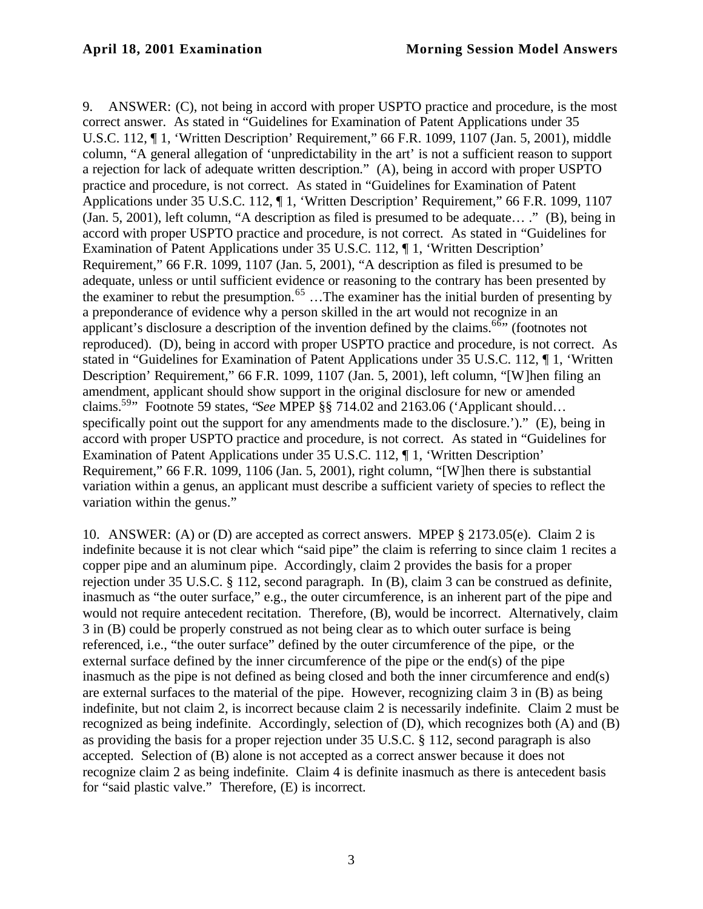9. ANSWER: (C), not being in accord with proper USPTO practice and procedure, is the most correct answer. As stated in "Guidelines for Examination of Patent Applications under 35 U.S.C. 112, ¶ 1, 'Written Description' Requirement," 66 F.R. 1099, 1107 (Jan. 5, 2001), middle column, "A general allegation of 'unpredictability in the art' is not a sufficient reason to support a rejection for lack of adequate written description." (A), being in accord with proper USPTO practice and procedure, is not correct. As stated in "Guidelines for Examination of Patent Applications under 35 U.S.C. 112, ¶ 1, 'Written Description' Requirement," 66 F.R. 1099, 1107 (Jan. 5, 2001), left column, "A description as filed is presumed to be adequate… ." (B), being in accord with proper USPTO practice and procedure, is not correct. As stated in "Guidelines for Examination of Patent Applications under 35 U.S.C. 112, ¶ 1, 'Written Description' Requirement," 66 F.R. 1099, 1107 (Jan. 5, 2001), "A description as filed is presumed to be adequate, unless or until sufficient evidence or reasoning to the contrary has been presented by the examiner to rebut the presumption.[65] …The examiner has the initial burden of presenting by a preponderance of evidence why a person skilled in the art would not recognize in an applicant's disclosure a description of the invention defined by the claims.[66]" (footnotes not reproduced). (D), being in accord with proper USPTO practice and procedure, is not correct. As stated in "Guidelines for Examination of Patent Applications under 35 U.S.C. 112, ¶ 1, 'Written Description' Requirement," 66 F.R. 1099, 1107 (Jan. 5, 2001), left column, "[W]hen filing an amendment, applicant should show support in the original disclosure for new or amended claims.[59]" Footnote 59 states, "*See* MPEP §§ 714.02 and 2163.06 ('Applicant should… specifically point out the support for any amendments made to the disclosure.')." (E), being in accord with proper USPTO practice and procedure, is not correct. As stated in "Guidelines for Examination of Patent Applications under 35 U.S.C. 112, ¶ 1, 'Written Description' Requirement," 66 F.R. 1099, 1106 (Jan. 5, 2001), right column, "[W]hen there is substantial variation within a genus, an applicant must describe a sufficient variety of species to reflect the variation within the genus."

10. ANSWER: (A) or (D) are accepted as correct answers. MPEP § 2173.05(e). Claim 2 is indefinite because it is not clear which "said pipe" the claim is referring to since claim 1 recites a copper pipe and an aluminum pipe. Accordingly, claim 2 provides the basis for a proper rejection under 35 U.S.C. § 112, second paragraph. In (B), claim 3 can be construed as definite, inasmuch as "the outer surface," e.g., the outer circumference, is an inherent part of the pipe and would not require antecedent recitation. Therefore, (B), would be incorrect. Alternatively, claim 3 in (B) could be properly construed as not being clear as to which outer surface is being referenced, i.e., "the outer surface" defined by the outer circumference of the pipe, or the external surface defined by the inner circumference of the pipe or the end(s) of the pipe inasmuch as the pipe is not defined as being closed and both the inner circumference and end(s) are external surfaces to the material of the pipe. However, recognizing claim 3 in (B) as being indefinite, but not claim 2, is incorrect because claim 2 is necessarily indefinite. Claim 2 must be recognized as being indefinite. Accordingly, selection of (D), which recognizes both (A) and (B) as providing the basis for a proper rejection under 35 U.S.C. § 112, second paragraph is also accepted. Selection of (B) alone is not accepted as a correct answer because it does not recognize claim 2 as being indefinite. Claim 4 is definite inasmuch as there is antecedent basis for "said plastic valve." Therefore, (E) is incorrect.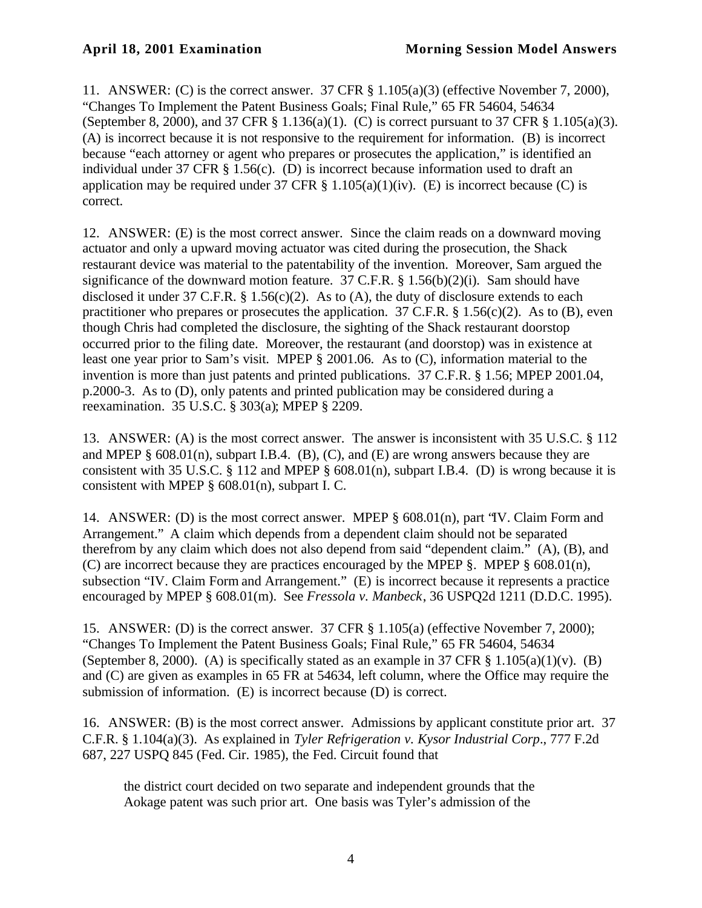11. ANSWER: (C) is the correct answer. 37 CFR § 1.105(a)(3) (effective November 7, 2000), "Changes To Implement the Patent Business Goals; Final Rule," 65 FR 54604, 54634 (September 8, 2000), and 37 CFR § 1.136(a)(1). (C) is correct pursuant to 37 CFR § 1.105(a)(3). (A) is incorrect because it is not responsive to the requirement for information. (B) is incorrect because "each attorney or agent who prepares or prosecutes the application," is identified an individual under 37 CFR § 1.56(c). (D) is incorrect because information used to draft an application may be required under 37 CFR § 1.105(a)(1)(iv). (E) is incorrect because (C) is correct.

12. ANSWER: (E) is the most correct answer. Since the claim reads on a downward moving actuator and only a upward moving actuator was cited during the prosecution, the Shack restaurant device was material to the patentability of the invention. Moreover, Sam argued the significance of the downward motion feature. 37 C.F.R. § 1.56(b)(2)(i). Sam should have disclosed it under 37 C.F.R. § 1.56(c)(2). As to (A), the duty of disclosure extends to each practitioner who prepares or prosecutes the application. 37 C.F.R. § 1.56(c)(2). As to (B), even though Chris had completed the disclosure, the sighting of the Shack restaurant doorstop occurred prior to the filing date. Moreover, the restaurant (and doorstop) was in existence at least one year prior to Sam's visit. MPEP § 2001.06. As to (C), information material to the invention is more than just patents and printed publications. 37 C.F.R. § 1.56; MPEP 2001.04, p.2000-3. As to (D), only patents and printed publication may be considered during a reexamination. 35 U.S.C. § 303(a); MPEP § 2209.

13. ANSWER: (A) is the most correct answer. The answer is inconsistent with 35 U.S.C. § 112 and MPEP § 608.01(n), subpart I.B.4. (B), (C), and (E) are wrong answers because they are consistent with 35 U.S.C. § 112 and MPEP § 608.01(n), subpart I.B.4. (D) is wrong because it is consistent with MPEP § 608.01(n), subpart I. C.

14. ANSWER: (D) is the most correct answer. MPEP § 608.01(n), part "IV. Claim Form and Arrangement." A claim which depends from a dependent claim should not be separated therefrom by any claim which does not also depend from said "dependent claim." (A), (B), and (C) are incorrect because they are practices encouraged by the MPEP §. MPEP § 608.01(n), subsection "IV. Claim Form and Arrangement." (E) is incorrect because it represents a practice encouraged by MPEP § 608.01(m). See *Fressola v. Manbeck*, 36 USPQ2d 1211 (D.D.C. 1995).

15. ANSWER: (D) is the correct answer. 37 CFR § 1.105(a) (effective November 7, 2000); "Changes To Implement the Patent Business Goals; Final Rule," 65 FR 54604, 54634 (September 8, 2000). (A) is specifically stated as an example in 37 CFR § 1.105(a)(1)(v). (B) and (C) are given as examples in 65 FR at 54634, left column, where the Office may require the submission of information. (E) is incorrect because (D) is correct.

16. ANSWER: (B) is the most correct answer. Admissions by applicant constitute prior art. 37 C.F.R. § 1.104(a)(3). As explained in *Tyler Refrigeration v. Kysor Industrial Corp*., 777 F.2d 687, 227 USPQ 845 (Fed. Cir. 1985), the Fed. Circuit found that

> the district court decided on two separate and independent grounds that the Aokage patent was such prior art. One basis was Tyler's admission of the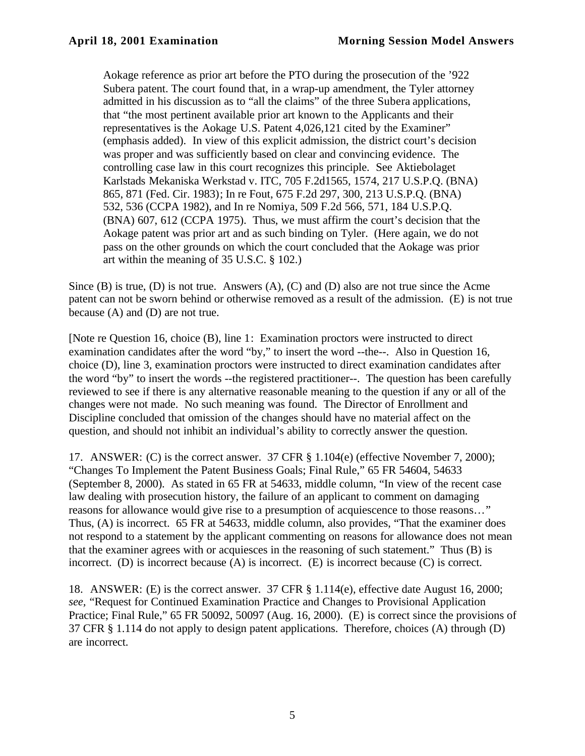> Aokage reference as prior art before the PTO during the prosecution of the '922 Subera patent. The court found that, in a wrap-up amendment, the Tyler attorney admitted in his discussion as to "all the claims" of the three Subera applications, that "the most pertinent available prior art known to the Applicants and their representatives is the Aokage U.S. Patent 4,026,121 cited by the Examiner" (emphasis added). In view of this explicit admission, the district court's decision was proper and was sufficiently based on clear and convincing evidence. The controlling case law in this court recognizes this principle. See Aktiebolaget Karlstads Mekaniska Werkstad v. ITC, 705 F.2d1565, 1574, 217 U.S.P.Q. (BNA) 865, 871 (Fed. Cir. 1983); In re Fout, 675 F.2d 297, 300, 213 U.S.P.Q. (BNA) 532, 536 (CCPA 1982), and In re Nomiya, 509 F.2d 566, 571, 184 U.S.P.Q. (BNA) 607, 612 (CCPA 1975). Thus, we must affirm the court's decision that the Aokage patent was prior art and as such binding on Tyler. (Here again, we do not pass on the other grounds on which the court concluded that the Aokage was prior art within the meaning of 35 U.S.C. § 102.)

Since (B) is true, (D) is not true. Answers (A), (C) and (D) also are not true since the Acme patent can not be sworn behind or otherwise removed as a result of the admission. (E) is not true because (A) and (D) are not true.

[Note re Question 16, choice (B), line 1: Examination proctors were instructed to direct examination candidates after the word "by," to insert the word --the--. Also in Question 16, choice (D), line 3, examination proctors were instructed to direct examination candidates after the word "by" to insert the words --the registered practitioner--. The question has been carefully reviewed to see if there is any alternative reasonable meaning to the question if any or all of the changes were not made. No such meaning was found. The Director of Enrollment and Discipline concluded that omission of the changes should have no material affect on the question, and should not inhibit an individual's ability to correctly answer the question.

17. ANSWER: (C) is the correct answer. 37 CFR § 1.104(e) (effective November 7, 2000); "Changes To Implement the Patent Business Goals; Final Rule," 65 FR 54604, 54633 (September 8, 2000). As stated in 65 FR at 54633, middle column, "In view of the recent case law dealing with prosecution history, the failure of an applicant to comment on damaging reasons for allowance would give rise to a presumption of acquiescence to those reasons…" Thus, (A) is incorrect. 65 FR at 54633, middle column, also provides, "That the examiner does not respond to a statement by the applicant commenting on reasons for allowance does not mean that the examiner agrees with or acquiesces in the reasoning of such statement." Thus (B) is incorrect. (D) is incorrect because (A) is incorrect. (E) is incorrect because (C) is correct.

18. ANSWER: (E) is the correct answer. 37 CFR § 1.114(e), effective date August 16, 2000; *see,* "Request for Continued Examination Practice and Changes to Provisional Application Practice; Final Rule," 65 FR 50092, 50097 (Aug. 16, 2000). (E) is correct since the provisions of 37 CFR § 1.114 do not apply to design patent applications. Therefore, choices (A) through (D) are incorrect.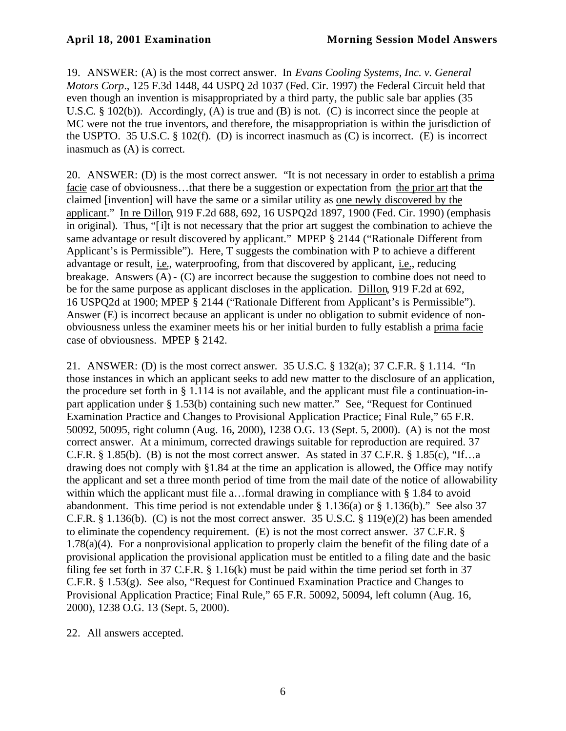19. ANSWER: (A) is the most correct answer. In *Evans Cooling Systems, Inc. v. General Motors Corp*., 125 F.3d 1448, 44 USPQ 2d 1037 (Fed. Cir. 1997) the Federal Circuit held that even though an invention is misappropriated by a third party, the public sale bar applies (35 U.S.C. § 102(b)). Accordingly, (A) is true and (B) is not. (C) is incorrect since the people at MC were not the true inventors, and therefore, the misappropriation is within the jurisdiction of the USPTO. 35 U.S.C. § 102(f). (D) is incorrect inasmuch as (C) is incorrect. (E) is incorrect inasmuch as (A) is correct.

20. ANSWER: (D) is the most correct answer. "It is not necessary in order to establish a prima facie case of obviousness…that there be a suggestion or expectation from the prior art that the claimed [invention] will have the same or a similar utility as one newly discovered by the applicant." In re Dillon, 919 F.2d 688, 692, 16 USPQ2d 1897, 1900 (Fed. Cir. 1990) (emphasis in original). Thus, "[i]t is not necessary that the prior art suggest the combination to achieve the same advantage or result discovered by applicant." MPEP § 2144 ("Rationale Different from Applicant's is Permissible"). Here, T suggests the combination with P to achieve a different advantage or result, i.e., waterproofing, from that discovered by applicant, i.e., reducing breakage. Answers (A) - (C) are incorrect because the suggestion to combine does not need to be for the same purpose as applicant discloses in the application. Dillon, 919 F.2d at 692, 16 USPQ2d at 1900; MPEP § 2144 ("Rationale Different from Applicant's is Permissible"). Answer (E) is incorrect because an applicant is under no obligation to submit evidence of non-obviousness unless the examiner meets his or her initial burden to fully establish a prima facie case of obviousness. MPEP § 2142.

21. ANSWER: (D) is the most correct answer. 35 U.S.C. § 132(a); 37 C.F.R. § 1.114. "In those instances in which an applicant seeks to add new matter to the disclosure of an application, the procedure set forth in § 1.114 is not available, and the applicant must file a continuation-in-part application under § 1.53(b) containing such new matter." See, "Request for Continued Examination Practice and Changes to Provisional Application Practice; Final Rule," 65 F.R. 50092, 50095, right column (Aug. 16, 2000), 1238 O.G. 13 (Sept. 5, 2000). (A) is not the most correct answer. At a minimum, corrected drawings suitable for reproduction are required. 37 C.F.R. § 1.85(b). (B) is not the most correct answer. As stated in 37 C.F.R. § 1.85(c), "If…a drawing does not comply with §1.84 at the time an application is allowed, the Office may notify the applicant and set a three month period of time from the mail date of the notice of allowability within which the applicant must file a…formal drawing in compliance with § 1.84 to avoid abandonment. This time period is not extendable under § 1.136(a) or § 1.136(b)." See also 37 C.F.R. § 1.136(b). (C) is not the most correct answer. 35 U.S.C. § 119(e)(2) has been amended to eliminate the copendency requirement. (E) is not the most correct answer. 37 C.F.R. § 1.78(a)(4). For a nonprovisional application to properly claim the benefit of the filing date of a provisional application the provisional application must be entitled to a filing date and the basic filing fee set forth in 37 C.F.R. § 1.16(k) must be paid within the time period set forth in 37 C.F.R. § 1.53(g). See also, "Request for Continued Examination Practice and Changes to Provisional Application Practice; Final Rule," 65 F.R. 50092, 50094, left column (Aug. 16, 2000), 1238 O.G. 13 (Sept. 5, 2000).

22. All answers accepted.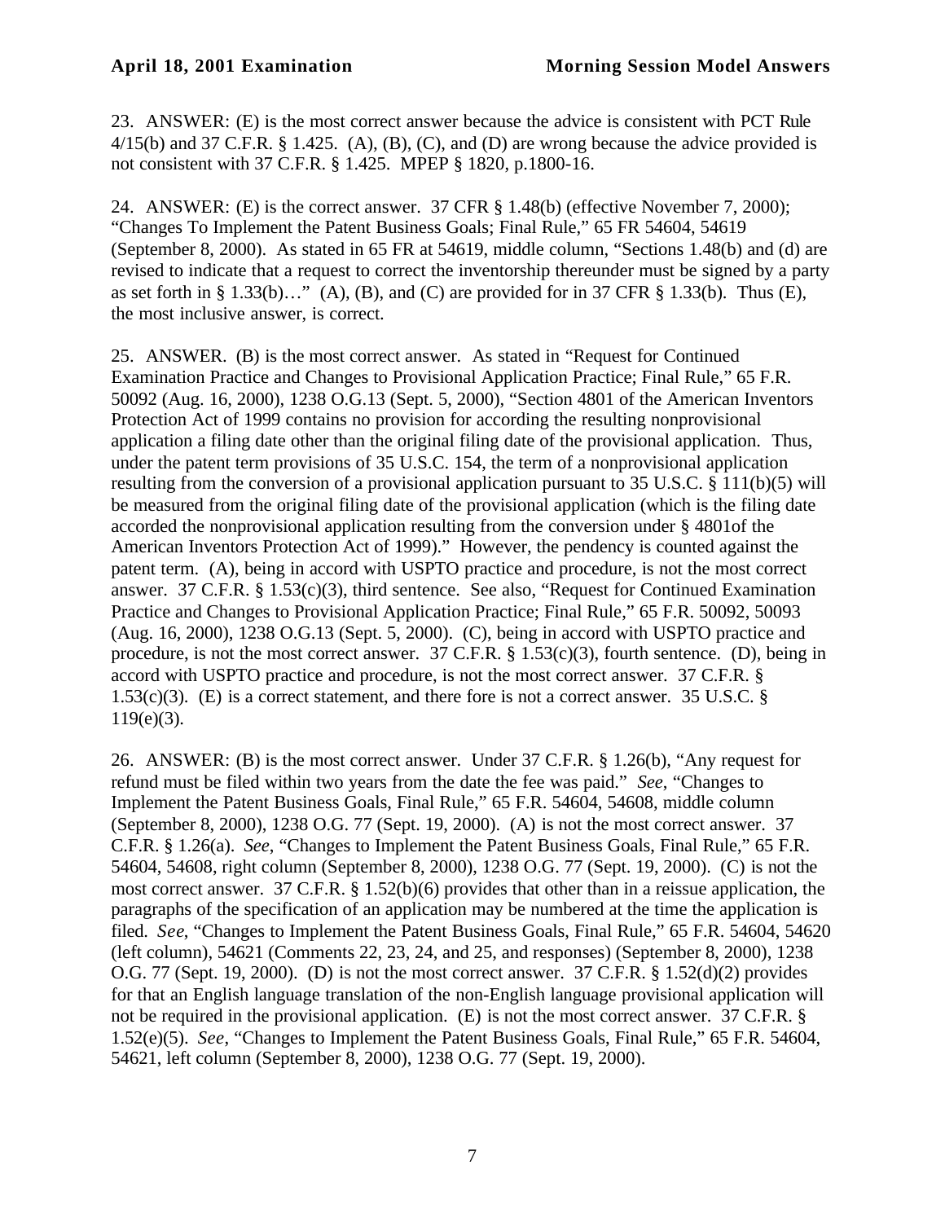23. ANSWER: (E) is the most correct answer because the advice is consistent with PCT Rule 4/15(b) and 37 C.F.R. § 1.425. (A), (B), (C), and (D) are wrong because the advice provided is not consistent with 37 C.F.R. § 1.425. MPEP § 1820, p.1800-16.

24. ANSWER: (E) is the correct answer. 37 CFR § 1.48(b) (effective November 7, 2000); "Changes To Implement the Patent Business Goals; Final Rule," 65 FR 54604, 54619 (September 8, 2000). As stated in 65 FR at 54619, middle column, "Sections 1.48(b) and (d) are revised to indicate that a request to correct the inventorship thereunder must be signed by a party as set forth in § 1.33(b)…" (A), (B), and (C) are provided for in 37 CFR § 1.33(b). Thus (E), the most inclusive answer, is correct.

25. ANSWER. (B) is the most correct answer. As stated in "Request for Continued Examination Practice and Changes to Provisional Application Practice; Final Rule," 65 F.R. 50092 (Aug. 16, 2000), 1238 O.G.13 (Sept. 5, 2000), "Section 4801 of the American Inventors Protection Act of 1999 contains no provision for according the resulting nonprovisional application a filing date other than the original filing date of the provisional application. Thus, under the patent term provisions of 35 U.S.C. 154, the term of a nonprovisional application resulting from the conversion of a provisional application pursuant to 35 U.S.C. § 111(b)(5) will be measured from the original filing date of the provisional application (which is the filing date accorded the nonprovisional application resulting from the conversion under § 4801of the American Inventors Protection Act of 1999)." However, the pendency is counted against the patent term. (A), being in accord with USPTO practice and procedure, is not the most correct answer. 37 C.F.R. § 1.53(c)(3), third sentence. See also, "Request for Continued Examination Practice and Changes to Provisional Application Practice; Final Rule," 65 F.R. 50092, 50093 (Aug. 16, 2000), 1238 O.G.13 (Sept. 5, 2000). (C), being in accord with USPTO practice and procedure, is not the most correct answer. 37 C.F.R. § 1.53(c)(3), fourth sentence. (D), being in accord with USPTO practice and procedure, is not the most correct answer. 37 C.F.R. § 1.53(c)(3). (E) is a correct statement, and there fore is not a correct answer. 35 U.S.C. § 119(e)(3).

26. ANSWER: (B) is the most correct answer. Under 37 C.F.R. § 1.26(b), "Any request for refund must be filed within two years from the date the fee was paid." *See*, "Changes to Implement the Patent Business Goals, Final Rule," 65 F.R. 54604, 54608, middle column (September 8, 2000), 1238 O.G. 77 (Sept. 19, 2000). (A) is not the most correct answer. 37 C.F.R. § 1.26(a). *See*, "Changes to Implement the Patent Business Goals, Final Rule," 65 F.R. 54604, 54608, right column (September 8, 2000), 1238 O.G. 77 (Sept. 19, 2000). (C) is not the most correct answer. 37 C.F.R. § 1.52(b)(6) provides that other than in a reissue application, the paragraphs of the specification of an application may be numbered at the time the application is filed. *See*, "Changes to Implement the Patent Business Goals, Final Rule," 65 F.R. 54604, 54620 (left column), 54621 (Comments 22, 23, 24, and 25, and responses) (September 8, 2000), 1238 O.G. 77 (Sept. 19, 2000). (D) is not the most correct answer. 37 C.F.R. § 1.52(d)(2) provides for that an English language translation of the non-English language provisional application will not be required in the provisional application. (E) is not the most correct answer. 37 C.F.R. § 1.52(e)(5). *See*, "Changes to Implement the Patent Business Goals, Final Rule," 65 F.R. 54604, 54621, left column (September 8, 2000), 1238 O.G. 77 (Sept. 19, 2000).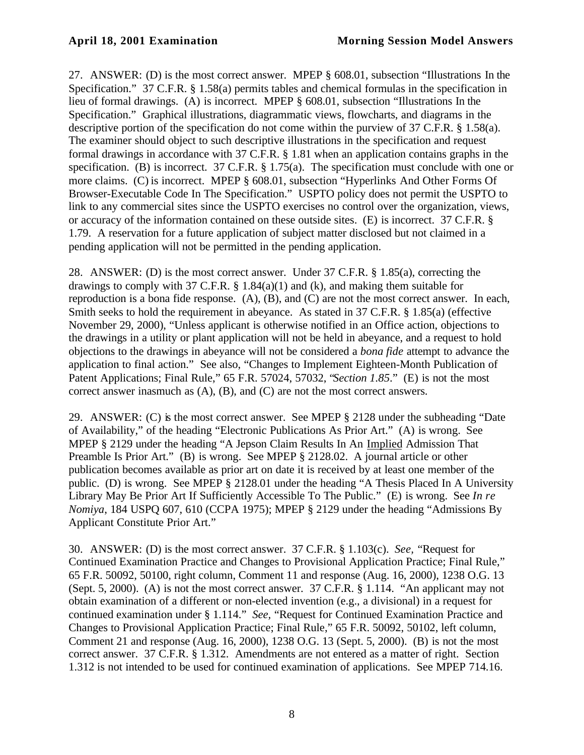27. ANSWER: (D) is the most correct answer. MPEP § 608.01, subsection "Illustrations In the Specification." 37 C.F.R. § 1.58(a) permits tables and chemical formulas in the specification in lieu of formal drawings. (A) is incorrect. MPEP § 608.01, subsection "Illustrations In the Specification." Graphical illustrations, diagrammatic views, flowcharts, and diagrams in the descriptive portion of the specification do not come within the purview of 37 C.F.R. § 1.58(a). The examiner should object to such descriptive illustrations in the specification and request formal drawings in accordance with 37 C.F.R. § 1.81 when an application contains graphs in the specification. (B) is incorrect. 37 C.F.R. § 1.75(a). The specification must conclude with one or more claims. (C) is incorrect. MPEP § 608.01, subsection "Hyperlinks And Other Forms Of Browser-Executable Code In The Specification." USPTO policy does not permit the USPTO to link to any commercial sites since the USPTO exercises no control over the organization, views, or accuracy of the information contained on these outside sites. (E) is incorrect. 37 C.F.R. § 1.79. A reservation for a future application of subject matter disclosed but not claimed in a pending application will not be permitted in the pending application.

28. ANSWER: (D) is the most correct answer. Under 37 C.F.R. § 1.85(a), correcting the drawings to comply with 37 C.F.R. § 1.84(a)(1) and (k), and making them suitable for reproduction is a bona fide response. (A), (B), and (C) are not the most correct answer. In each, Smith seeks to hold the requirement in abeyance. As stated in 37 C.F.R. § 1.85(a) (effective November 29, 2000), "Unless applicant is otherwise notified in an Office action, objections to the drawings in a utility or plant application will not be held in abeyance, and a request to hold objections to the drawings in abeyance will not be considered a *bona fide* attempt to advance the application to final action." See also, "Changes to Implement Eighteen-Month Publication of Patent Applications; Final Rule," 65 F.R. 57024, 57032, "*Section 1.85*." (E) is not the most correct answer inasmuch as (A), (B), and (C) are not the most correct answers.

29. ANSWER: (C) is the most correct answer. See MPEP § 2128 under the subheading "Date of Availability," of the heading "Electronic Publications As Prior Art." (A) is wrong. See MPEP § 2129 under the heading "A Jepson Claim Results In An Implied Admission That Preamble Is Prior Art." (B) is wrong. See MPEP § 2128.02. A journal article or other publication becomes available as prior art on date it is received by at least one member of the public. (D) is wrong. See MPEP § 2128.01 under the heading "A Thesis Placed In A University Library May Be Prior Art If Sufficiently Accessible To The Public." (E) is wrong. See *In re Nomiya*, 184 USPQ 607, 610 (CCPA 1975); MPEP § 2129 under the heading "Admissions By Applicant Constitute Prior Art."

30. ANSWER: (D) is the most correct answer. 37 C.F.R. § 1.103(c). *See,* "Request for Continued Examination Practice and Changes to Provisional Application Practice; Final Rule," 65 F.R. 50092, 50100, right column, Comment 11 and response (Aug. 16, 2000), 1238 O.G. 13 (Sept. 5, 2000). (A) is not the most correct answer. 37 C.F.R. § 1.114. "An applicant may not obtain examination of a different or non-elected invention (e.g., a divisional) in a request for continued examination under § 1.114." *See,* "Request for Continued Examination Practice and Changes to Provisional Application Practice; Final Rule," 65 F.R. 50092, 50102, left column, Comment 21 and response (Aug. 16, 2000), 1238 O.G. 13 (Sept. 5, 2000). (B) is not the most correct answer. 37 C.F.R. § 1.312. Amendments are not entered as a matter of right. Section 1.312 is not intended to be used for continued examination of applications. See MPEP 714.16.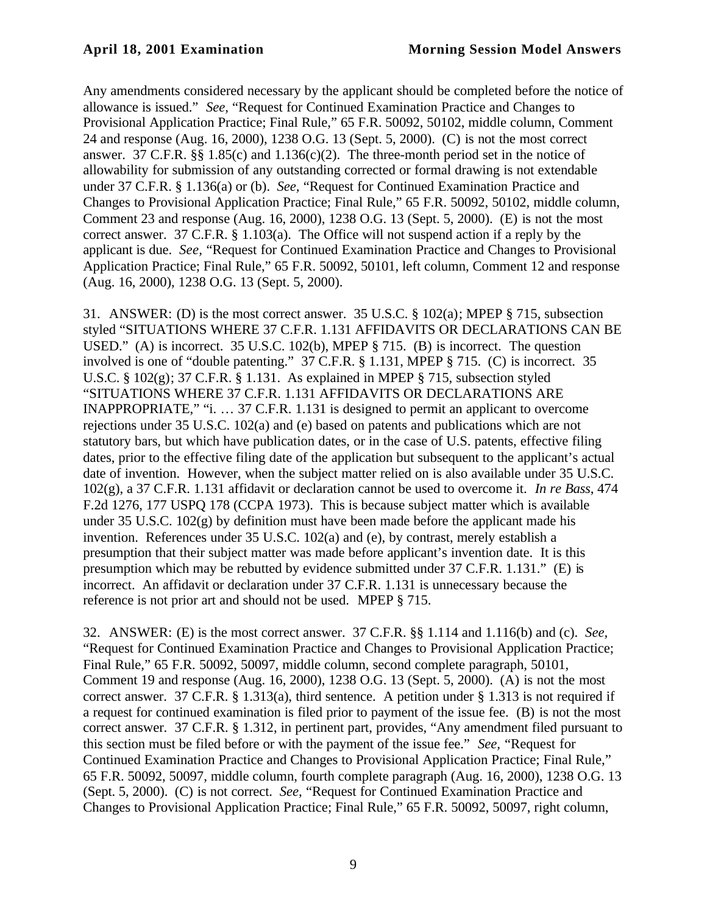Any amendments considered necessary by the applicant should be completed before the notice of allowance is issued." *See,* "Request for Continued Examination Practice and Changes to Provisional Application Practice; Final Rule," 65 F.R. 50092, 50102, middle column, Comment 24 and response (Aug. 16, 2000), 1238 O.G. 13 (Sept. 5, 2000). (C) is not the most correct answer. 37 C.F.R. §§ 1.85(c) and 1.136(c)(2). The three-month period set in the notice of allowability for submission of any outstanding corrected or formal drawing is not extendable under 37 C.F.R. § 1.136(a) or (b). *See,* "Request for Continued Examination Practice and Changes to Provisional Application Practice; Final Rule," 65 F.R. 50092, 50102, middle column, Comment 23 and response (Aug. 16, 2000), 1238 O.G. 13 (Sept. 5, 2000). (E) is not the most correct answer. 37 C.F.R. § 1.103(a). The Office will not suspend action if a reply by the applicant is due. *See,* "Request for Continued Examination Practice and Changes to Provisional Application Practice; Final Rule," 65 F.R. 50092, 50101, left column, Comment 12 and response (Aug. 16, 2000), 1238 O.G. 13 (Sept. 5, 2000).

31. ANSWER: (D) is the most correct answer. 35 U.S.C. § 102(a); MPEP § 715, subsection styled "SITUATIONS WHERE 37 C.F.R. 1.131 AFFIDAVITS OR DECLARATIONS CAN BE USED." (A) is incorrect. 35 U.S.C. 102(b), MPEP § 715. (B) is incorrect. The question involved is one of "double patenting." 37 C.F.R. § 1.131, MPEP § 715. (C) is incorrect. 35 U.S.C. § 102(g); 37 C.F.R. § 1.131. As explained in MPEP § 715, subsection styled "SITUATIONS WHERE 37 C.F.R. 1.131 AFFIDAVITS OR DECLARATIONS ARE INAPPROPRIATE," "i. … 37 C.F.R. 1.131 is designed to permit an applicant to overcome rejections under 35 U.S.C. 102(a) and (e) based on patents and publications which are not statutory bars, but which have publication dates, or in the case of U.S. patents, effective filing dates, prior to the effective filing date of the application but subsequent to the applicant's actual date of invention. However, when the subject matter relied on is also available under 35 U.S.C. 102(g), a 37 C.F.R. 1.131 affidavit or declaration cannot be used to overcome it. *In re Bass*, 474 F.2d 1276, 177 USPQ 178 (CCPA 1973). This is because subject matter which is available under 35 U.S.C. 102(g) by definition must have been made before the applicant made his invention. References under 35 U.S.C. 102(a) and (e), by contrast, merely establish a presumption that their subject matter was made before applicant's invention date. It is this presumption which may be rebutted by evidence submitted under 37 C.F.R. 1.131." (E) is incorrect. An affidavit or declaration under 37 C.F.R. 1.131 is unnecessary because the reference is not prior art and should not be used. MPEP § 715.

32. ANSWER: (E) is the most correct answer. 37 C.F.R. §§ 1.114 and 1.116(b) and (c). *See,* "Request for Continued Examination Practice and Changes to Provisional Application Practice; Final Rule," 65 F.R. 50092, 50097, middle column, second complete paragraph, 50101, Comment 19 and response (Aug. 16, 2000), 1238 O.G. 13 (Sept. 5, 2000). (A) is not the most correct answer. 37 C.F.R. § 1.313(a), third sentence. A petition under § 1.313 is not required if a request for continued examination is filed prior to payment of the issue fee. (B) is not the most correct answer. 37 C.F.R. § 1.312, in pertinent part, provides, "Any amendment filed pursuant to this section must be filed before or with the payment of the issue fee." *See,* "Request for Continued Examination Practice and Changes to Provisional Application Practice; Final Rule," 65 F.R. 50092, 50097, middle column, fourth complete paragraph (Aug. 16, 2000), 1238 O.G. 13 (Sept. 5, 2000). (C) is not correct. *See,* "Request for Continued Examination Practice and Changes to Provisional Application Practice; Final Rule," 65 F.R. 50092, 50097, right column,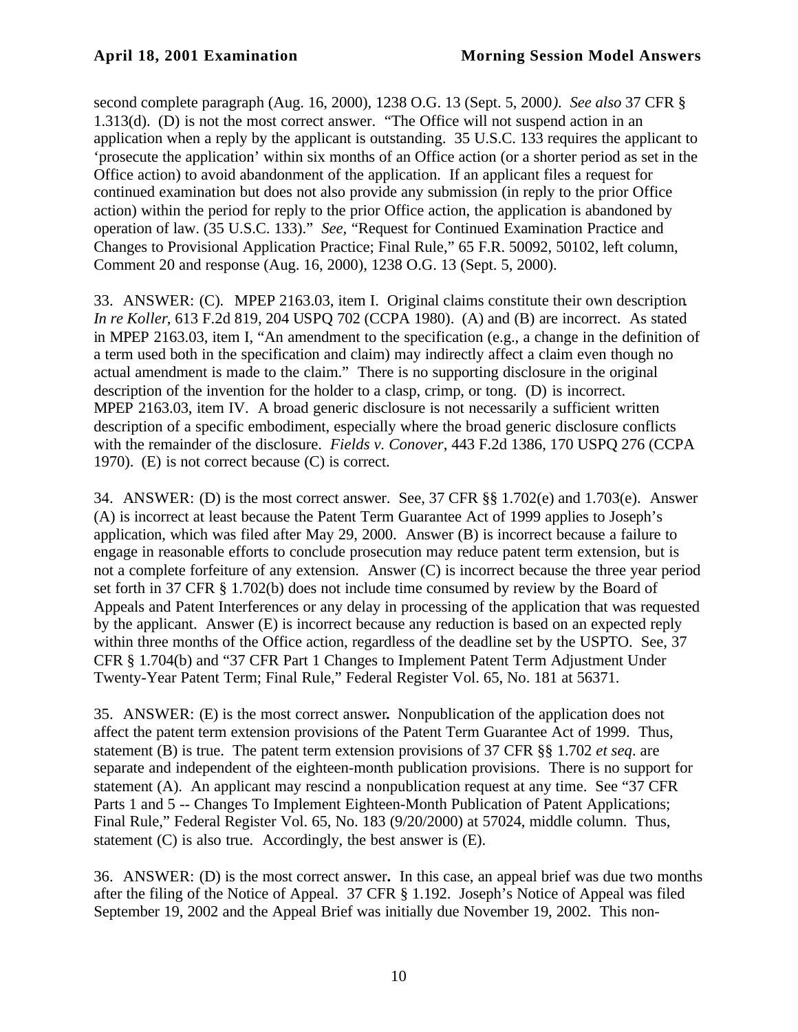second complete paragraph (Aug. 16, 2000), 1238 O.G. 13 (Sept. 5, 2000*)*. *See also* 37 CFR § 1.313(d). (D) is not the most correct answer. "The Office will not suspend action in an application when a reply by the applicant is outstanding. 35 U.S.C. 133 requires the applicant to 'prosecute the application' within six months of an Office action (or a shorter period as set in the Office action) to avoid abandonment of the application. If an applicant files a request for continued examination but does not also provide any submission (in reply to the prior Office action) within the period for reply to the prior Office action, the application is abandoned by operation of law. (35 U.S.C. 133)." *See,* "Request for Continued Examination Practice and Changes to Provisional Application Practice; Final Rule," 65 F.R. 50092, 50102, left column, Comment 20 and response (Aug. 16, 2000), 1238 O.G. 13 (Sept. 5, 2000).

33. ANSWER: (C). MPEP 2163.03, item I. Original claims constitute their own description. *In re Koller*, 613 F.2d 819, 204 USPQ 702 (CCPA 1980). (A) and (B) are incorrect. As stated in MPEP 2163.03, item I, "An amendment to the specification (e.g., a change in the definition of a term used both in the specification and claim) may indirectly affect a claim even though no actual amendment is made to the claim." There is no supporting disclosure in the original description of the invention for the holder to a clasp, crimp, or tong. (D) is incorrect. MPEP 2163.03, item IV. A broad generic disclosure is not necessarily a sufficient written description of a specific embodiment, especially where the broad generic disclosure conflicts with the remainder of the disclosure. *Fields v. Conover*, 443 F.2d 1386, 170 USPQ 276 (CCPA 1970). (E) is not correct because (C) is correct.

34. ANSWER: (D) is the most correct answer. See, 37 CFR §§ 1.702(e) and 1.703(e). Answer (A) is incorrect at least because the Patent Term Guarantee Act of 1999 applies to Joseph's application, which was filed after May 29, 2000. Answer (B) is incorrect because a failure to engage in reasonable efforts to conclude prosecution may reduce patent term extension, but is not a complete forfeiture of any extension. Answer (C) is incorrect because the three year period set forth in 37 CFR § 1.702(b) does not include time consumed by review by the Board of Appeals and Patent Interferences or any delay in processing of the application that was requested by the applicant. Answer (E) is incorrect because any reduction is based on an expected reply within three months of the Office action, regardless of the deadline set by the USPTO. See, 37 CFR § 1.704(b) and "37 CFR Part 1 Changes to Implement Patent Term Adjustment Under Twenty-Year Patent Term; Final Rule," Federal Register Vol. 65, No. 181 at 56371.

35. ANSWER: (E) is the most correct answer**.** Nonpublication of the application does not affect the patent term extension provisions of the Patent Term Guarantee Act of 1999. Thus, statement (B) is true. The patent term extension provisions of 37 CFR §§ 1.702 *et seq*. are separate and independent of the eighteen-month publication provisions. There is no support for statement (A). An applicant may rescind a nonpublication request at any time. See "37 CFR Parts 1 and 5 -- Changes To Implement Eighteen-Month Publication of Patent Applications; Final Rule," Federal Register Vol. 65, No. 183 (9/20/2000) at 57024, middle column. Thus, statement (C) is also true. Accordingly, the best answer is (E).

36. ANSWER: (D) is the most correct answer**.** In this case, an appeal brief was due two months after the filing of the Notice of Appeal. 37 CFR § 1.192. Joseph's Notice of Appeal was filed September 19, 2002 and the Appeal Brief was initially due November 19, 2002. This non-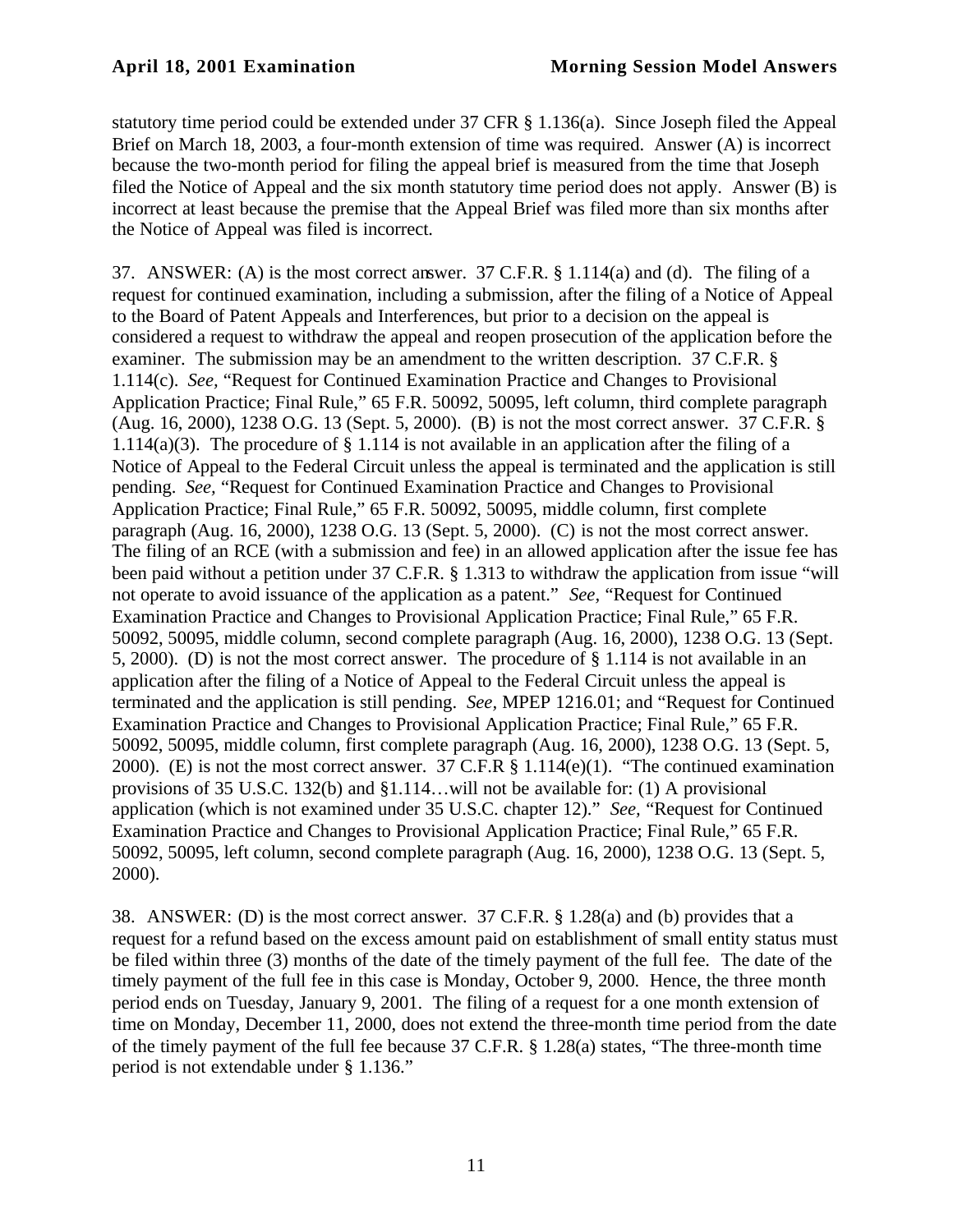statutory time period could be extended under 37 CFR § 1.136(a). Since Joseph filed the Appeal Brief on March 18, 2003, a four-month extension of time was required. Answer (A) is incorrect because the two-month period for filing the appeal brief is measured from the time that Joseph filed the Notice of Appeal and the six month statutory time period does not apply. Answer (B) is incorrect at least because the premise that the Appeal Brief was filed more than six months after the Notice of Appeal was filed is incorrect.

37. ANSWER: (A) is the most correct answer. 37 C.F.R. § 1.114(a) and (d). The filing of a request for continued examination, including a submission, after the filing of a Notice of Appeal to the Board of Patent Appeals and Interferences, but prior to a decision on the appeal is considered a request to withdraw the appeal and reopen prosecution of the application before the examiner. The submission may be an amendment to the written description. 37 C.F.R. § 1.114(c). *See,* "Request for Continued Examination Practice and Changes to Provisional Application Practice; Final Rule," 65 F.R. 50092, 50095, left column, third complete paragraph (Aug. 16, 2000), 1238 O.G. 13 (Sept. 5, 2000). (B) is not the most correct answer. 37 C.F.R. § 1.114(a)(3). The procedure of § 1.114 is not available in an application after the filing of a Notice of Appeal to the Federal Circuit unless the appeal is terminated and the application is still pending. *See,* "Request for Continued Examination Practice and Changes to Provisional Application Practice; Final Rule," 65 F.R. 50092, 50095, middle column, first complete paragraph (Aug. 16, 2000), 1238 O.G. 13 (Sept. 5, 2000). (C) is not the most correct answer. The filing of an RCE (with a submission and fee) in an allowed application after the issue fee has been paid without a petition under 37 C.F.R. § 1.313 to withdraw the application from issue "will not operate to avoid issuance of the application as a patent." *See,* "Request for Continued Examination Practice and Changes to Provisional Application Practice; Final Rule," 65 F.R. 50092, 50095, middle column, second complete paragraph (Aug. 16, 2000), 1238 O.G. 13 (Sept. 5, 2000). (D) is not the most correct answer. The procedure of § 1.114 is not available in an application after the filing of a Notice of Appeal to the Federal Circuit unless the appeal is terminated and the application is still pending. *See,* MPEP 1216.01; and "Request for Continued Examination Practice and Changes to Provisional Application Practice; Final Rule," 65 F.R. 50092, 50095, middle column, first complete paragraph (Aug. 16, 2000), 1238 O.G. 13 (Sept. 5, 2000). (E) is not the most correct answer. 37 C.F.R § 1.114(e)(1). "The continued examination provisions of 35 U.S.C. 132(b) and §1.114…will not be available for: (1) A provisional application (which is not examined under 35 U.S.C. chapter 12)." *See,* "Request for Continued Examination Practice and Changes to Provisional Application Practice; Final Rule," 65 F.R. 50092, 50095, left column, second complete paragraph (Aug. 16, 2000), 1238 O.G. 13 (Sept. 5, 2000).

38. ANSWER: (D) is the most correct answer. 37 C.F.R. § 1.28(a) and (b) provides that a request for a refund based on the excess amount paid on establishment of small entity status must be filed within three (3) months of the date of the timely payment of the full fee. The date of the timely payment of the full fee in this case is Monday, October 9, 2000. Hence, the three month period ends on Tuesday, January 9, 2001. The filing of a request for a one month extension of time on Monday, December 11, 2000, does not extend the three-month time period from the date of the timely payment of the full fee because 37 C.F.R. § 1.28(a) states, "The three-month time period is not extendable under § 1.136."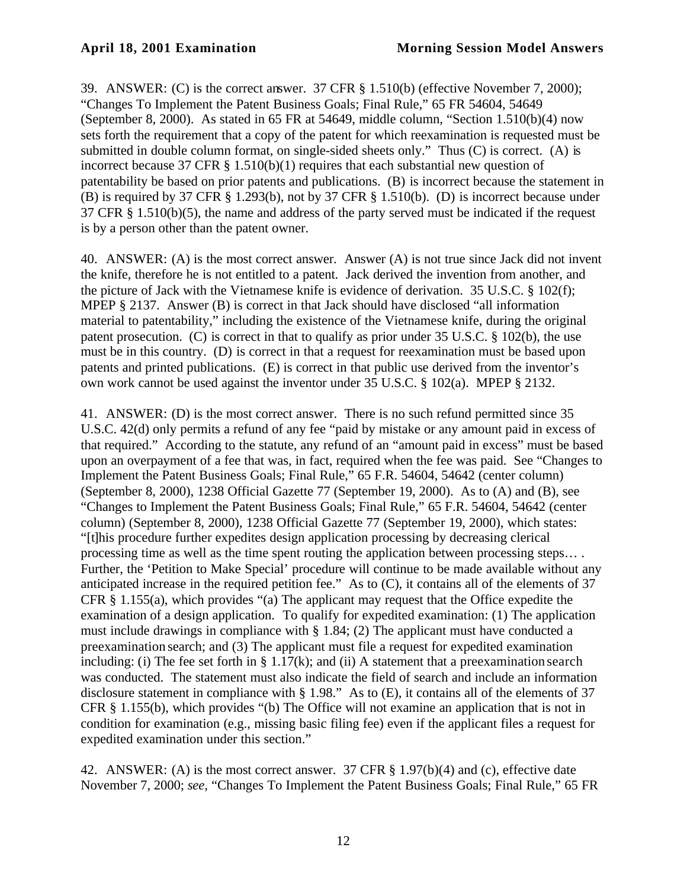39. ANSWER: (C) is the correct answer. 37 CFR § 1.510(b) (effective November 7, 2000); "Changes To Implement the Patent Business Goals; Final Rule," 65 FR 54604, 54649 (September 8, 2000). As stated in 65 FR at 54649, middle column, "Section 1.510(b)(4) now sets forth the requirement that a copy of the patent for which reexamination is requested must be submitted in double column format, on single-sided sheets only." Thus (C) is correct. (A) is incorrect because 37 CFR § 1.510(b)(1) requires that each substantial new question of patentability be based on prior patents and publications. (B) is incorrect because the statement in (B) is required by 37 CFR § 1.293(b), not by 37 CFR § 1.510(b). (D) is incorrect because under 37 CFR § 1.510(b)(5), the name and address of the party served must be indicated if the request is by a person other than the patent owner.

40. ANSWER: (A) is the most correct answer. Answer (A) is not true since Jack did not invent the knife, therefore he is not entitled to a patent. Jack derived the invention from another, and the picture of Jack with the Vietnamese knife is evidence of derivation. 35 U.S.C. § 102(f); MPEP § 2137. Answer (B) is correct in that Jack should have disclosed "all information material to patentability," including the existence of the Vietnamese knife, during the original patent prosecution. (C) is correct in that to qualify as prior under 35 U.S.C. § 102(b), the use must be in this country. (D) is correct in that a request for reexamination must be based upon patents and printed publications. (E) is correct in that public use derived from the inventor's own work cannot be used against the inventor under 35 U.S.C. § 102(a). MPEP § 2132.

41. ANSWER: (D) is the most correct answer. There is no such refund permitted since 35 U.S.C. 42(d) only permits a refund of any fee "paid by mistake or any amount paid in excess of that required." According to the statute, any refund of an "amount paid in excess" must be based upon an overpayment of a fee that was, in fact, required when the fee was paid. See "Changes to Implement the Patent Business Goals; Final Rule," 65 F.R. 54604, 54642 (center column) (September 8, 2000), 1238 Official Gazette 77 (September 19, 2000). As to (A) and (B), see "Changes to Implement the Patent Business Goals; Final Rule," 65 F.R. 54604, 54642 (center column) (September 8, 2000), 1238 Official Gazette 77 (September 19, 2000), which states: "[t]his procedure further expedites design application processing by decreasing clerical processing time as well as the time spent routing the application between processing steps… . Further, the 'Petition to Make Special' procedure will continue to be made available without any anticipated increase in the required petition fee." As to (C), it contains all of the elements of 37 CFR § 1.155(a), which provides "(a) The applicant may request that the Office expedite the examination of a design application. To qualify for expedited examination: (1) The application must include drawings in compliance with § 1.84; (2) The applicant must have conducted a preexamination search; and (3) The applicant must file a request for expedited examination including: (i) The fee set forth in § 1.17(k); and (ii) A statement that a preexamination search was conducted. The statement must also indicate the field of search and include an information disclosure statement in compliance with § 1.98." As to (E), it contains all of the elements of 37 CFR § 1.155(b), which provides "(b) The Office will not examine an application that is not in condition for examination (e.g., missing basic filing fee) even if the applicant files a request for expedited examination under this section."

42. ANSWER: (A) is the most correct answer. 37 CFR § 1.97(b)(4) and (c), effective date November 7, 2000; *see*, "Changes To Implement the Patent Business Goals; Final Rule," 65 FR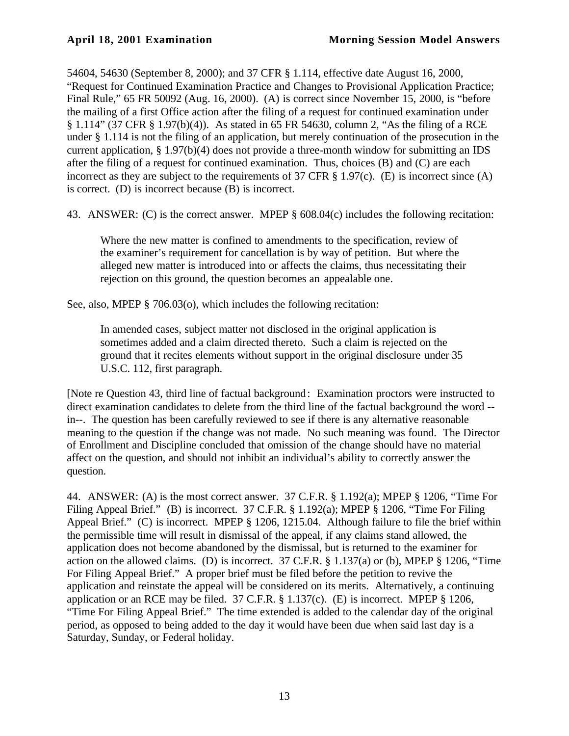54604, 54630 (September 8, 2000); and 37 CFR § 1.114, effective date August 16, 2000, "Request for Continued Examination Practice and Changes to Provisional Application Practice; Final Rule," 65 FR 50092 (Aug. 16, 2000). (A) is correct since November 15, 2000, is "before the mailing of a first Office action after the filing of a request for continued examination under § 1.114" (37 CFR § 1.97(b)(4)). As stated in 65 FR 54630, column 2, "As the filing of a RCE under § 1.114 is not the filing of an application, but merely continuation of the prosecution in the current application, § 1.97(b)(4) does not provide a three-month window for submitting an IDS after the filing of a request for continued examination. Thus, choices (B) and (C) are each incorrect as they are subject to the requirements of 37 CFR § 1.97(c). (E) is incorrect since (A) is correct. (D) is incorrect because (B) is incorrect.

43. ANSWER: (C) is the correct answer. MPEP § 608.04(c) includes the following recitation:

> Where the new matter is confined to amendments to the specification, review of the examiner's requirement for cancellation is by way of petition. But where the alleged new matter is introduced into or affects the claims, thus necessitating their rejection on this ground, the question becomes an appealable one.

See, also, MPEP § 706.03(o), which includes the following recitation:

> In amended cases, subject matter not disclosed in the original application is sometimes added and a claim directed thereto. Such a claim is rejected on the ground that it recites elements without support in the original disclosure under 35 U.S.C. 112, first paragraph.

[Note re Question 43, third line of factual background: Examination proctors were instructed to direct examination candidates to delete from the third line of the factual background the word --in--. The question has been carefully reviewed to see if there is any alternative reasonable meaning to the question if the change was not made. No such meaning was found. The Director of Enrollment and Discipline concluded that omission of the change should have no material affect on the question, and should not inhibit an individual's ability to correctly answer the question.

44. ANSWER: (A) is the most correct answer. 37 C.F.R. § 1.192(a); MPEP § 1206, "Time For Filing Appeal Brief." (B) is incorrect. 37 C.F.R. § 1.192(a); MPEP § 1206, "Time For Filing Appeal Brief." (C) is incorrect. MPEP § 1206, 1215.04. Although failure to file the brief within the permissible time will result in dismissal of the appeal, if any claims stand allowed, the application does not become abandoned by the dismissal, but is returned to the examiner for action on the allowed claims. (D) is incorrect. 37 C.F.R. § 1.137(a) or (b), MPEP § 1206, "Time For Filing Appeal Brief." A proper brief must be filed before the petition to revive the application and reinstate the appeal will be considered on its merits. Alternatively, a continuing application or an RCE may be filed. 37 C.F.R. § 1.137(c). (E) is incorrect. MPEP § 1206, "Time For Filing Appeal Brief." The time extended is added to the calendar day of the original period, as opposed to being added to the day it would have been due when said last day is a Saturday, Sunday, or Federal holiday.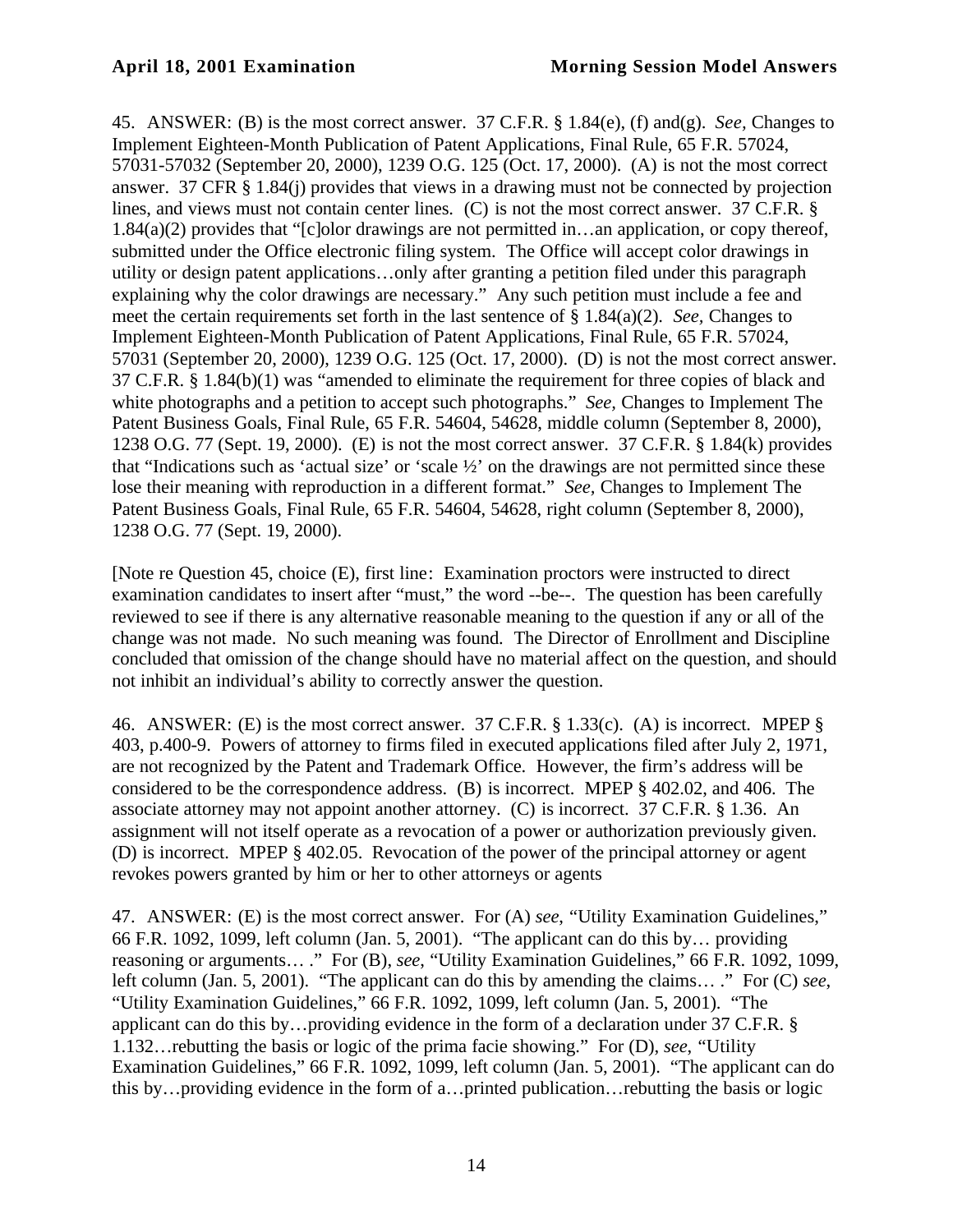45. ANSWER: (B) is the most correct answer. 37 C.F.R. § 1.84(e), (f) and(g). *See*, Changes to Implement Eighteen-Month Publication of Patent Applications, Final Rule, 65 F.R. 57024, 57031-57032 (September 20, 2000), 1239 O.G. 125 (Oct. 17, 2000). (A) is not the most correct answer. 37 CFR § 1.84(j) provides that views in a drawing must not be connected by projection lines, and views must not contain center lines. (C) is not the most correct answer. 37 C.F.R. § 1.84(a)(2) provides that "[c]olor drawings are not permitted in…an application, or copy thereof, submitted under the Office electronic filing system. The Office will accept color drawings in utility or design patent applications…only after granting a petition filed under this paragraph explaining why the color drawings are necessary." Any such petition must include a fee and meet the certain requirements set forth in the last sentence of § 1.84(a)(2). *See*, Changes to Implement Eighteen-Month Publication of Patent Applications, Final Rule, 65 F.R. 57024, 57031 (September 20, 2000), 1239 O.G. 125 (Oct. 17, 2000). (D) is not the most correct answer. 37 C.F.R. § 1.84(b)(1) was "amended to eliminate the requirement for three copies of black and white photographs and a petition to accept such photographs." *See*, Changes to Implement The Patent Business Goals, Final Rule, 65 F.R. 54604, 54628, middle column (September 8, 2000), 1238 O.G. 77 (Sept. 19, 2000). (E) is not the most correct answer. 37 C.F.R. § 1.84(k) provides that "Indications such as 'actual size' or 'scale ½' on the drawings are not permitted since these lose their meaning with reproduction in a different format." *See*, Changes to Implement The Patent Business Goals, Final Rule, 65 F.R. 54604, 54628, right column (September 8, 2000), 1238 O.G. 77 (Sept. 19, 2000).

[Note re Question 45, choice (E), first line: Examination proctors were instructed to direct examination candidates to insert after "must," the word --be--. The question has been carefully reviewed to see if there is any alternative reasonable meaning to the question if any or all of the change was not made. No such meaning was found. The Director of Enrollment and Discipline concluded that omission of the change should have no material affect on the question, and should not inhibit an individual's ability to correctly answer the question.

46. ANSWER: (E) is the most correct answer. 37 C.F.R. § 1.33(c). (A) is incorrect. MPEP § 403, p.400-9. Powers of attorney to firms filed in executed applications filed after July 2, 1971, are not recognized by the Patent and Trademark Office. However, the firm's address will be considered to be the correspondence address. (B) is incorrect. MPEP § 402.02, and 406. The associate attorney may not appoint another attorney. (C) is incorrect. 37 C.F.R. § 1.36. An assignment will not itself operate as a revocation of a power or authorization previously given. (D) is incorrect. MPEP § 402.05. Revocation of the power of the principal attorney or agent revokes powers granted by him or her to other attorneys or agents

47. ANSWER: (E) is the most correct answer. For (A) *see*, "Utility Examination Guidelines," 66 F.R. 1092, 1099, left column (Jan. 5, 2001). "The applicant can do this by… providing reasoning or arguments… ." For (B), *see*, "Utility Examination Guidelines," 66 F.R. 1092, 1099, left column (Jan. 5, 2001). "The applicant can do this by amending the claims… ." For (C) *see*, "Utility Examination Guidelines," 66 F.R. 1092, 1099, left column (Jan. 5, 2001). "The applicant can do this by…providing evidence in the form of a declaration under 37 C.F.R. § 1.132…rebutting the basis or logic of the prima facie showing." For (D), *see*, "Utility Examination Guidelines," 66 F.R. 1092, 1099, left column (Jan. 5, 2001). "The applicant can do this by…providing evidence in the form of a…printed publication…rebutting the basis or logic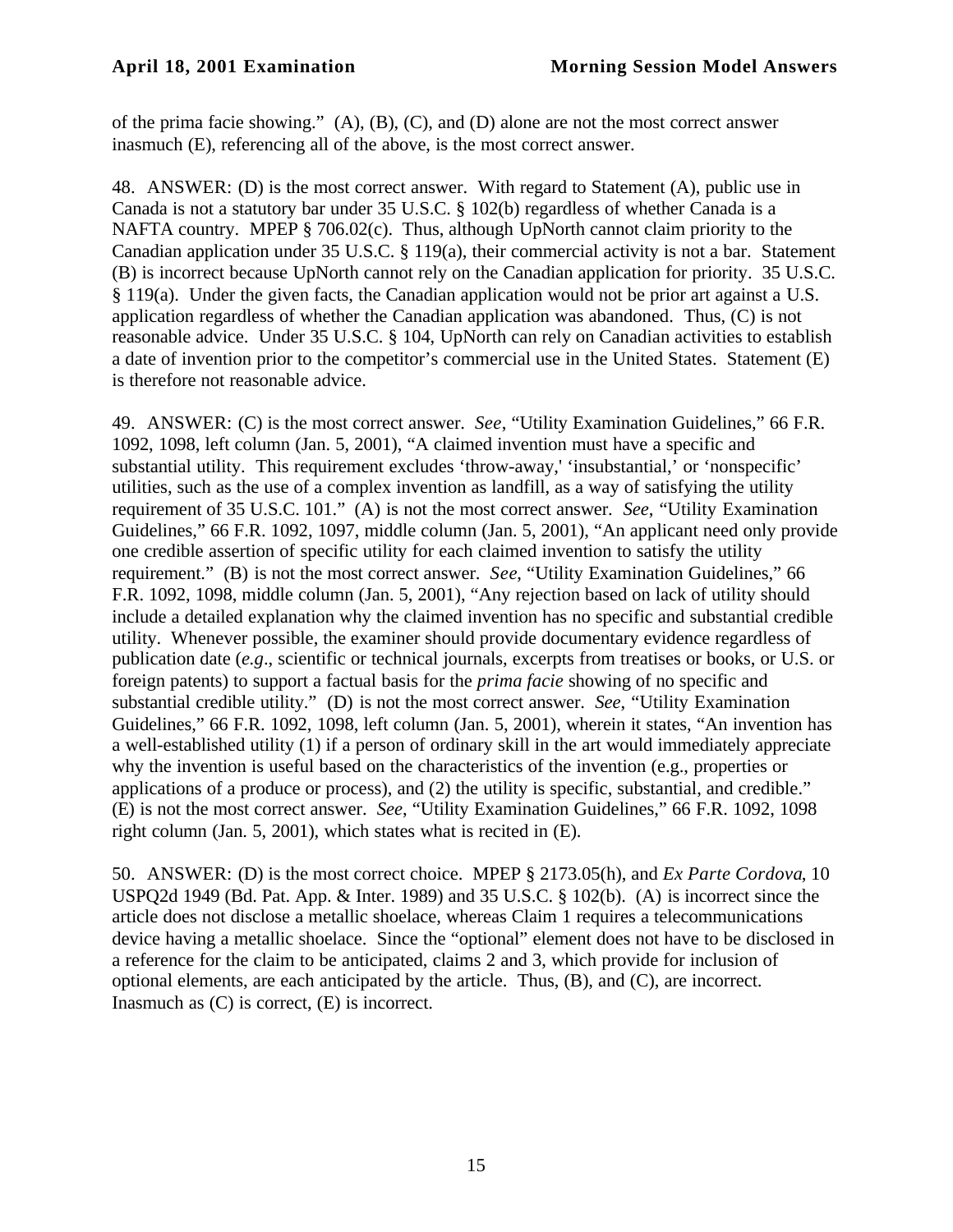of the prima facie showing." (A), (B), (C), and (D) alone are not the most correct answer inasmuch (E), referencing all of the above, is the most correct answer.

48. ANSWER: (D) is the most correct answer. With regard to Statement (A), public use in Canada is not a statutory bar under 35 U.S.C. § 102(b) regardless of whether Canada is a NAFTA country. MPEP § 706.02(c). Thus, although UpNorth cannot claim priority to the Canadian application under 35 U.S.C. § 119(a), their commercial activity is not a bar. Statement (B) is incorrect because UpNorth cannot rely on the Canadian application for priority. 35 U.S.C. § 119(a). Under the given facts, the Canadian application would not be prior art against a U.S. application regardless of whether the Canadian application was abandoned. Thus, (C) is not reasonable advice. Under 35 U.S.C. § 104, UpNorth can rely on Canadian activities to establish a date of invention prior to the competitor's commercial use in the United States. Statement (E) is therefore not reasonable advice.

49. ANSWER: (C) is the most correct answer. *See*, "Utility Examination Guidelines," 66 F.R. 1092, 1098, left column (Jan. 5, 2001), "A claimed invention must have a specific and substantial utility. This requirement excludes 'throw-away,' 'insubstantial,' or 'nonspecific' utilities, such as the use of a complex invention as landfill, as a way of satisfying the utility requirement of 35 U.S.C. 101." (A) is not the most correct answer. *See*, "Utility Examination Guidelines," 66 F.R. 1092, 1097, middle column (Jan. 5, 2001), "An applicant need only provide one credible assertion of specific utility for each claimed invention to satisfy the utility requirement." (B) is not the most correct answer. *See*, "Utility Examination Guidelines," 66 F.R. 1092, 1098, middle column (Jan. 5, 2001), "Any rejection based on lack of utility should include a detailed explanation why the claimed invention has no specific and substantial credible utility. Whenever possible, the examiner should provide documentary evidence regardless of publication date (*e.g*., scientific or technical journals, excerpts from treatises or books, or U.S. or foreign patents) to support a factual basis for the *prima facie* showing of no specific and substantial credible utility." (D) is not the most correct answer. *See*, "Utility Examination Guidelines," 66 F.R. 1092, 1098, left column (Jan. 5, 2001), wherein it states, "An invention has a well-established utility (1) if a person of ordinary skill in the art would immediately appreciate why the invention is useful based on the characteristics of the invention (e.g., properties or applications of a produce or process), and (2) the utility is specific, substantial, and credible." (E) is not the most correct answer. *See*, "Utility Examination Guidelines," 66 F.R. 1092, 1098 right column (Jan. 5, 2001), which states what is recited in (E).

50. ANSWER: (D) is the most correct choice. MPEP § 2173.05(h), and *Ex Parte Cordova*, 10 USPQ2d 1949 (Bd. Pat. App. & Inter. 1989) and 35 U.S.C. § 102(b). (A) is incorrect since the article does not disclose a metallic shoelace, whereas Claim 1 requires a telecommunications device having a metallic shoelace. Since the "optional" element does not have to be disclosed in a reference for the claim to be anticipated, claims 2 and 3, which provide for inclusion of optional elements, are each anticipated by the article. Thus, (B), and (C), are incorrect. Inasmuch as (C) is correct, (E) is incorrect.